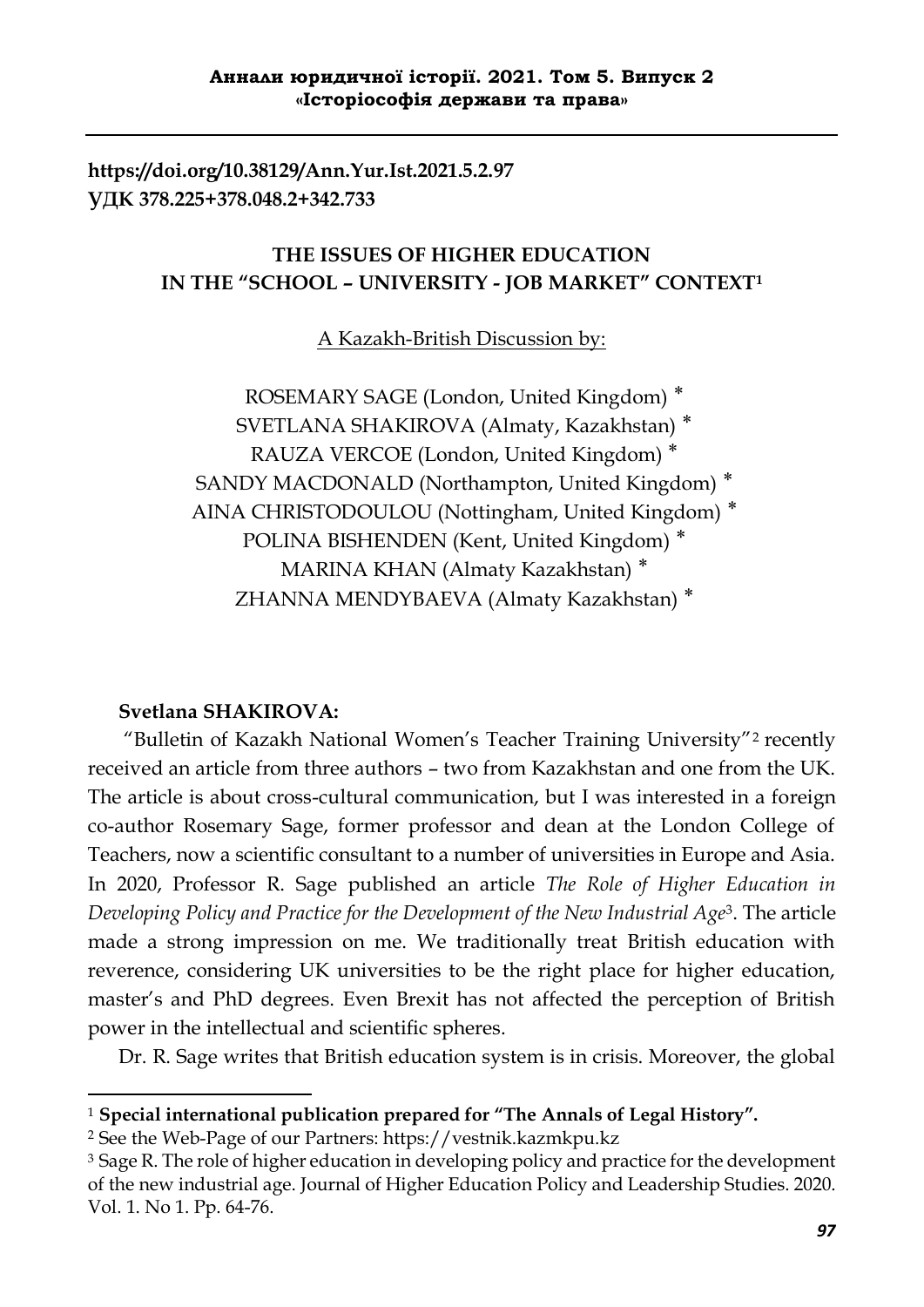https://doi.org/10.38129/Ann.Yur.Ist.2021.5.2.97
УДК 378.225+378.048.2+342.733

# THE ISSUES OF HIGHER EDUCATION IN THE "SCHOOL – UNIVERSITY - JOB MARKET" CONTEXT[1]

A Kazakh-British Discussion by:

ROSEMARY SAGE (London, United Kingdom) *
SVETLANA SHAKIROVA (Almaty, Kazakhstan) *
RAUZA VERCOE (London, United Kingdom) *
SANDY MACDONALD (Northampton, United Kingdom) *
AINA CHRISTODOULOU (Nottingham, United Kingdom) *
POLINA BISHENDEN (Kent, United Kingdom) *
MARINA KHAN (Almaty Kazakhstan) *
ZHANNA MENDYBAEVA (Almaty Kazakhstan) *

**Svetlana SHAKIROVA:**

"Bulletin of Kazakh National Women's Teacher Training University"[2] recently received an article from three authors – two from Kazakhstan and one from the UK. The article is about cross-cultural communication, but I was interested in a foreign co-author Rosemary Sage, former professor and dean at the London College of Teachers, now a scientific consultant to a number of universities in Europe and Asia. In 2020, Professor R. Sage published an article *The Role of Higher Education in Developing Policy and Practice for the Development of the New Industrial Age*[3]. The article made a strong impression on me. We traditionally treat British education with reverence, considering UK universities to be the right place for higher education, master's and PhD degrees. Even Brexit has not affected the perception of British power in the intellectual and scientific spheres.

Dr. R. Sage writes that British education system is in crisis. Moreover, the global

---

[1] **Special international publication prepared for "The Annals of Legal History".**

[2] See the Web-Page of our Partners: https://vestnik.kazmkpu.kz

[3] Sage R. The role of higher education in developing policy and practice for the development of the new industrial age. Journal of Higher Education Policy and Leadership Studies. 2020. Vol. 1. No 1. Pp. 64-76.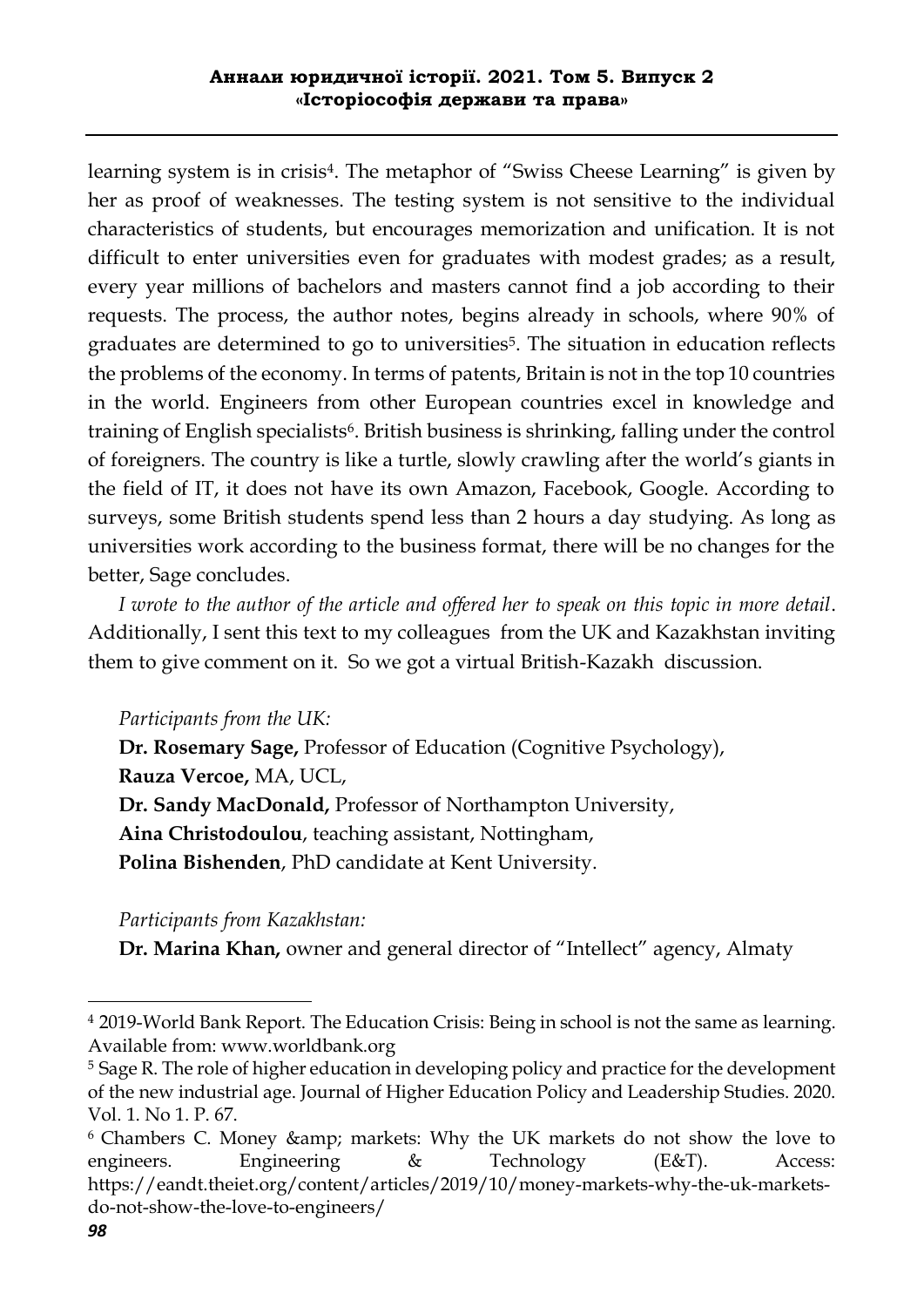learning system is in crisis[4]. The metaphor of "Swiss Cheese Learning" is given by her as proof of weaknesses. The testing system is not sensitive to the individual characteristics of students, but encourages memorization and unification. It is not difficult to enter universities even for graduates with modest grades; as a result, every year millions of bachelors and masters cannot find a job according to their requests. The process, the author notes, begins already in schools, where 90% of graduates are determined to go to universities[5]. The situation in education reflects the problems of the economy. In terms of patents, Britain is not in the top 10 countries in the world. Engineers from other European countries excel in knowledge and training of English specialists[6]. British business is shrinking, falling under the control of foreigners. The country is like a turtle, slowly crawling after the world's giants in the field of IT, it does not have its own Amazon, Facebook, Google. According to surveys, some British students spend less than 2 hours a day studying. As long as universities work according to the business format, there will be no changes for the better, Sage concludes.

*I wrote to the author of the article and offered her to speak on this topic in more detail*. Additionally, I sent this text to my colleagues from the UK and Kazakhstan inviting them to give comment on it. So we got a virtual British-Kazakh discussion.

*Participants from the UK:*

**Dr. Rosemary Sage,** Professor of Education (Cognitive Psychology),
**Rauza Vercoe,** MA, UCL,
**Dr. Sandy MacDonald,** Professor of Northampton University,
**Aina Christodoulou**, teaching assistant, Nottingham,
**Polina Bishenden**, PhD candidate at Kent University.

*Participants from Kazakhstan:*

**Dr. Marina Khan,** owner and general director of "Intellect" agency, Almaty

---

[4] 2019-World Bank Report. The Education Crisis: Being in school is not the same as learning. Available from: www.worldbank.org

[5] Sage R. The role of higher education in developing policy and practice for the development of the new industrial age. Journal of Higher Education Policy and Leadership Studies. 2020. Vol. 1. No 1. P. 67.

[6] Chambers C. Money &amp; markets: Why the UK markets do not show the love to engineers. Engineering & Technology (E&T). Access: https://eandt.theiet.org/content/articles/2019/10/money-markets-why-the-uk-markets-do-not-show-the-love-to-engineers/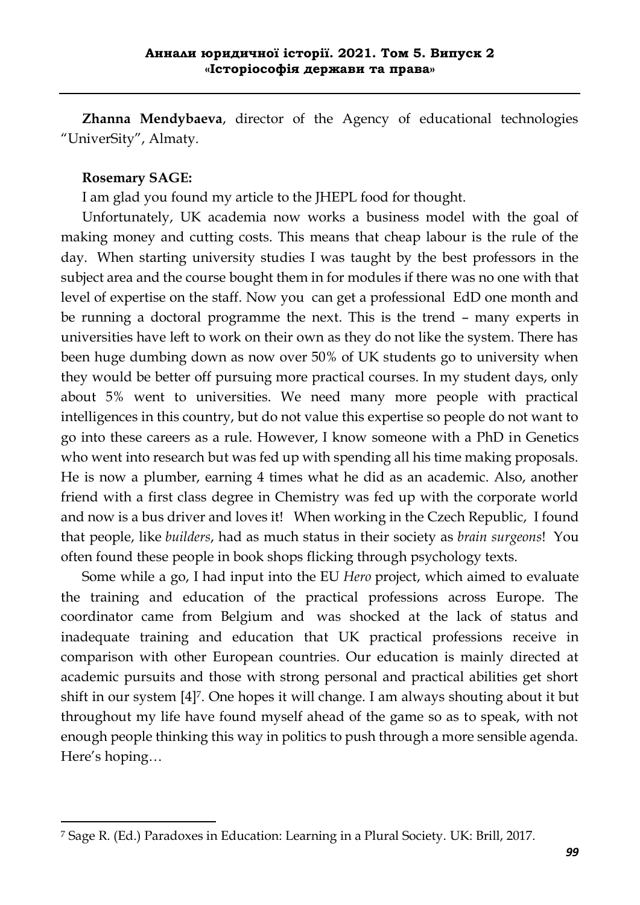**Zhanna Mendybaeva**, director of the Agency of educational technologies "UniverSity", Almaty.

**Rosemary SAGE:**

I am glad you found my article to the JHEPL food for thought.

Unfortunately, UK academia now works a business model with the goal of making money and cutting costs. This means that cheap labour is the rule of the day. When starting university studies I was taught by the best professors in the subject area and the course bought them in for modules if there was no one with that level of expertise on the staff. Now you can get a professional EdD one month and be running a doctoral programme the next. This is the trend – many experts in universities have left to work on their own as they do not like the system. There has been huge dumbing down as now over 50% of UK students go to university when they would be better off pursuing more practical courses. In my student days, only about 5% went to universities. We need many more people with practical intelligences in this country, but do not value this expertise so people do not want to go into these careers as a rule. However, I know someone with a PhD in Genetics who went into research but was fed up with spending all his time making proposals. He is now a plumber, earning 4 times what he did as an academic. Also, another friend with a first class degree in Chemistry was fed up with the corporate world and now is a bus driver and loves it! When working in the Czech Republic, I found that people, like *builders*, had as much status in their society as *brain surgeons*! You often found these people in book shops flicking through psychology texts.

Some while a go, I had input into the EU *Hero* project, which aimed to evaluate the training and education of the practical professions across Europe. The coordinator came from Belgium and was shocked at the lack of status and inadequate training and education that UK practical professions receive in comparison with other European countries. Our education is mainly directed at academic pursuits and those with strong personal and practical abilities get short shift in our system [4][7]. One hopes it will change. I am always shouting about it but throughout my life have found myself ahead of the game so as to speak, with not enough people thinking this way in politics to push through a more sensible agenda. Here's hoping…

---

[7] Sage R. (Ed.) Paradoxes in Education: Learning in a Plural Society. UK: Brill, 2017.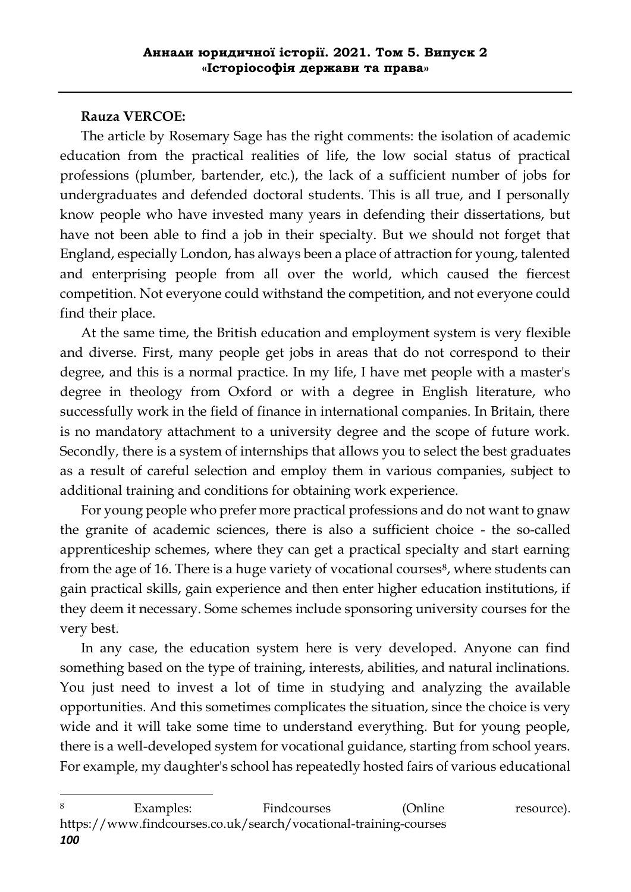**Rauza VERCOE:**

The article by Rosemary Sage has the right comments: the isolation of academic education from the practical realities of life, the low social status of practical professions (plumber, bartender, etc.), the lack of a sufficient number of jobs for undergraduates and defended doctoral students. This is all true, and I personally know people who have invested many years in defending their dissertations, but have not been able to find a job in their specialty. But we should not forget that England, especially London, has always been a place of attraction for young, talented and enterprising people from all over the world, which caused the fiercest competition. Not everyone could withstand the competition, and not everyone could find their place.

At the same time, the British education and employment system is very flexible and diverse. First, many people get jobs in areas that do not correspond to their degree, and this is a normal practice. In my life, I have met people with a master's degree in theology from Oxford or with a degree in English literature, who successfully work in the field of finance in international companies. In Britain, there is no mandatory attachment to a university degree and the scope of future work. Secondly, there is a system of internships that allows you to select the best graduates as a result of careful selection and employ them in various companies, subject to additional training and conditions for obtaining work experience.

For young people who prefer more practical professions and do not want to gnaw the granite of academic sciences, there is also a sufficient choice - the so-called apprenticeship schemes, where they can get a practical specialty and start earning from the age of 16. There is a huge variety of vocational courses[8], where students can gain practical skills, gain experience and then enter higher education institutions, if they deem it necessary. Some schemes include sponsoring university courses for the very best.

In any case, the education system here is very developed. Anyone can find something based on the type of training, interests, abilities, and natural inclinations. You just need to invest a lot of time in studying and analyzing the available opportunities. And this sometimes complicates the situation, since the choice is very wide and it will take some time to understand everything. But for young people, there is a well-developed system for vocational guidance, starting from school years. For example, my daughter's school has repeatedly hosted fairs of various educational

[8] Examples: Findcourses (Online resource). https://www.findcourses.co.uk/search/vocational-training-courses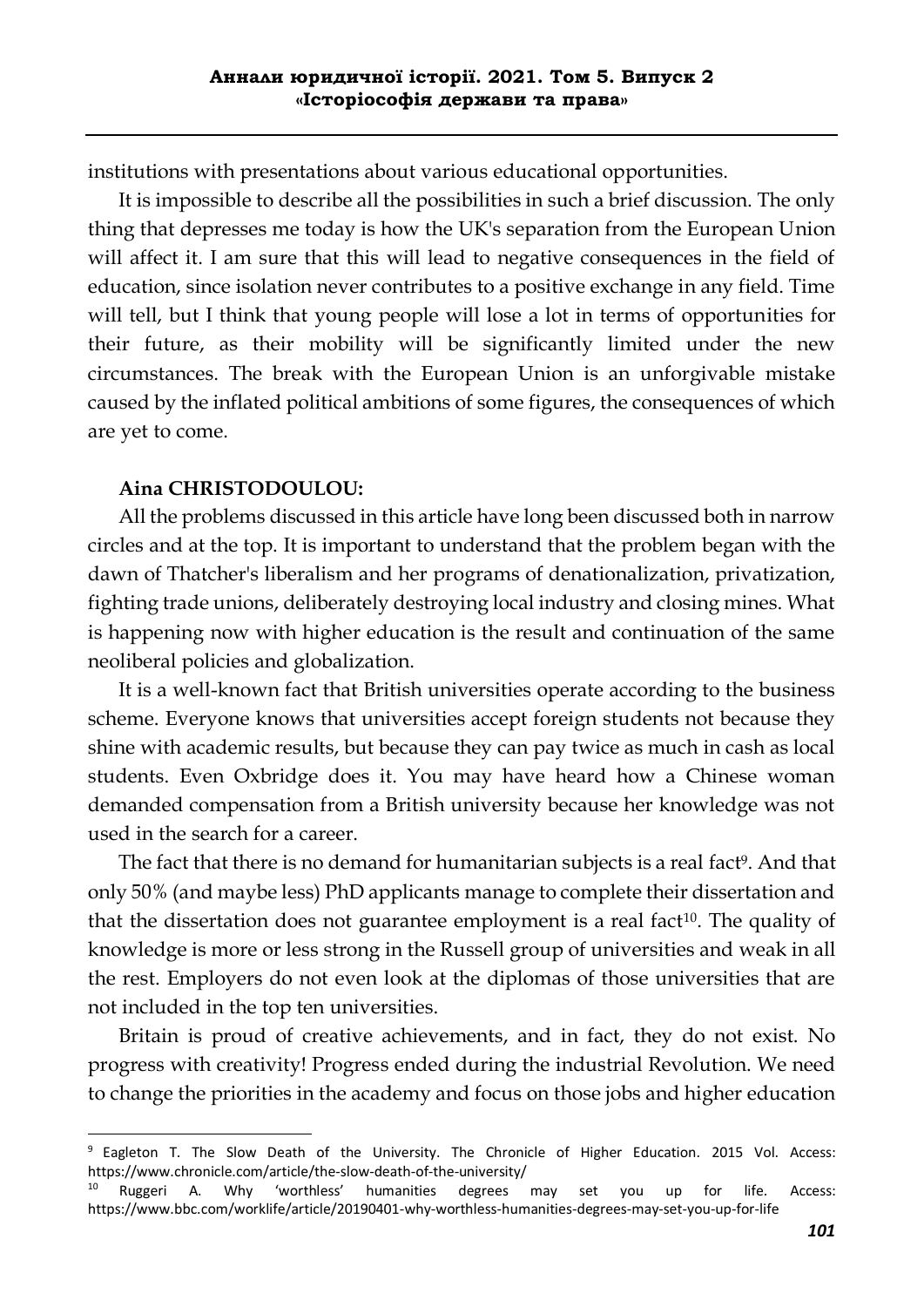institutions with presentations about various educational opportunities.

It is impossible to describe all the possibilities in such a brief discussion. The only thing that depresses me today is how the UK's separation from the European Union will affect it. I am sure that this will lead to negative consequences in the field of education, since isolation never contributes to a positive exchange in any field. Time will tell, but I think that young people will lose a lot in terms of opportunities for their future, as their mobility will be significantly limited under the new circumstances. The break with the European Union is an unforgivable mistake caused by the inflated political ambitions of some figures, the consequences of which are yet to come.

**Aina CHRISTODOULOU:**

All the problems discussed in this article have long been discussed both in narrow circles and at the top. It is important to understand that the problem began with the dawn of Thatcher's liberalism and her programs of denationalization, privatization, fighting trade unions, deliberately destroying local industry and closing mines. What is happening now with higher education is the result and continuation of the same neoliberal policies and globalization.

It is a well-known fact that British universities operate according to the business scheme. Everyone knows that universities accept foreign students not because they shine with academic results, but because they can pay twice as much in cash as local students. Even Oxbridge does it. You may have heard how a Chinese woman demanded compensation from a British university because her knowledge was not used in the search for a career.

The fact that there is no demand for humanitarian subjects is a real fact[9]. And that only 50% (and maybe less) PhD applicants manage to complete their dissertation and that the dissertation does not guarantee employment is a real fact[10]. The quality of knowledge is more or less strong in the Russell group of universities and weak in all the rest. Employers do not even look at the diplomas of those universities that are not included in the top ten universities.

Britain is proud of creative achievements, and in fact, they do not exist. No progress with creativity! Progress ended during the industrial Revolution. We need to change the priorities in the academy and focus on those jobs and higher education

---

[9] Eagleton T. The Slow Death of the University. The Chronicle of Higher Education. 2015 Vol. Access: https://www.chronicle.com/article/the-slow-death-of-the-university/

[10] Ruggeri A. Why 'worthless' humanities degrees may set you up for life. Access: https://www.bbc.com/worklife/article/20190401-why-worthless-humanities-degrees-may-set-you-up-for-life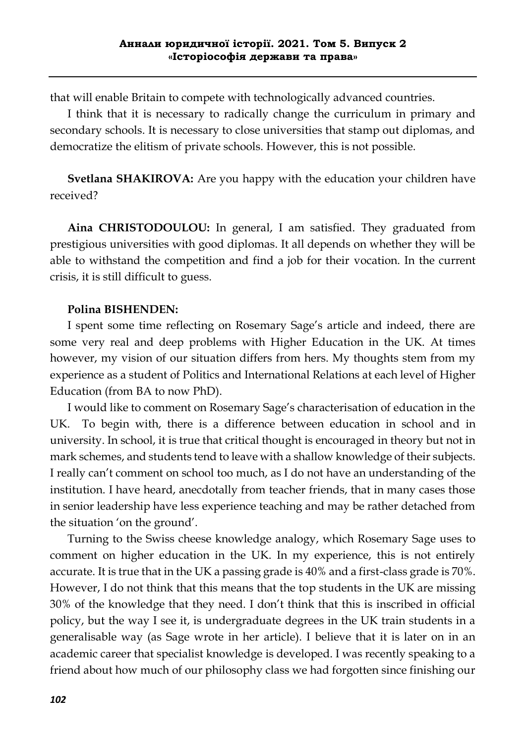that will enable Britain to compete with technologically advanced countries.

I think that it is necessary to radically change the curriculum in primary and secondary schools. It is necessary to close universities that stamp out diplomas, and democratize the elitism of private schools. However, this is not possible.

**Svetlana SHAKIROVA:** Are you happy with the education your children have received?

**Aina CHRISTODOULOU:** In general, I am satisfied. They graduated from prestigious universities with good diplomas. It all depends on whether they will be able to withstand the competition and find a job for their vocation. In the current crisis, it is still difficult to guess.

**Polina BISHENDEN:**

I spent some time reflecting on Rosemary Sage's article and indeed, there are some very real and deep problems with Higher Education in the UK. At times however, my vision of our situation differs from hers. My thoughts stem from my experience as a student of Politics and International Relations at each level of Higher Education (from BA to now PhD).

I would like to comment on Rosemary Sage's characterisation of education in the UK. To begin with, there is a difference between education in school and in university. In school, it is true that critical thought is encouraged in theory but not in mark schemes, and students tend to leave with a shallow knowledge of their subjects. I really can't comment on school too much, as I do not have an understanding of the institution. I have heard, anecdotally from teacher friends, that in many cases those in senior leadership have less experience teaching and may be rather detached from the situation 'on the ground'.

Turning to the Swiss cheese knowledge analogy, which Rosemary Sage uses to comment on higher education in the UK. In my experience, this is not entirely accurate. It is true that in the UK a passing grade is 40% and a first-class grade is 70%. However, I do not think that this means that the top students in the UK are missing 30% of the knowledge that they need. I don't think that this is inscribed in official policy, but the way I see it, is undergraduate degrees in the UK train students in a generalisable way (as Sage wrote in her article). I believe that it is later on in an academic career that specialist knowledge is developed. I was recently speaking to a friend about how much of our philosophy class we had forgotten since finishing our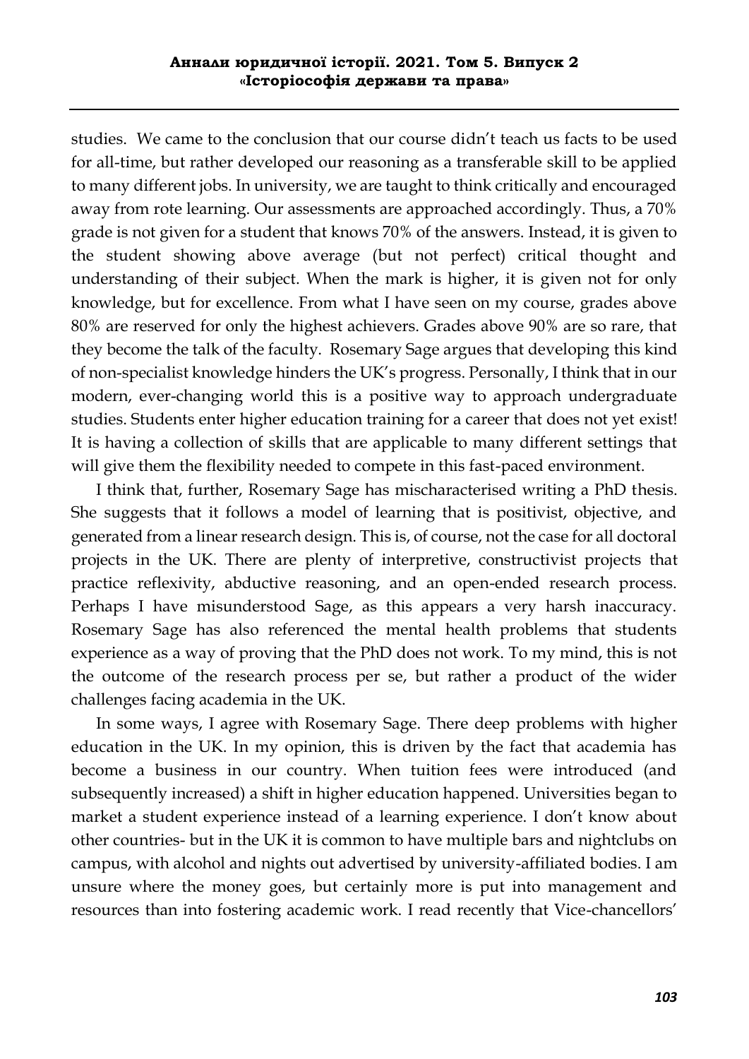studies. We came to the conclusion that our course didn't teach us facts to be used for all-time, but rather developed our reasoning as a transferable skill to be applied to many different jobs. In university, we are taught to think critically and encouraged away from rote learning. Our assessments are approached accordingly. Thus, a 70% grade is not given for a student that knows 70% of the answers. Instead, it is given to the student showing above average (but not perfect) critical thought and understanding of their subject. When the mark is higher, it is given not for only knowledge, but for excellence. From what I have seen on my course, grades above 80% are reserved for only the highest achievers. Grades above 90% are so rare, that they become the talk of the faculty. Rosemary Sage argues that developing this kind of non-specialist knowledge hinders the UK's progress. Personally, I think that in our modern, ever-changing world this is a positive way to approach undergraduate studies. Students enter higher education training for a career that does not yet exist! It is having a collection of skills that are applicable to many different settings that will give them the flexibility needed to compete in this fast-paced environment.

I think that, further, Rosemary Sage has mischaracterised writing a PhD thesis. She suggests that it follows a model of learning that is positivist, objective, and generated from a linear research design. This is, of course, not the case for all doctoral projects in the UK. There are plenty of interpretive, constructivist projects that practice reflexivity, abductive reasoning, and an open-ended research process. Perhaps I have misunderstood Sage, as this appears a very harsh inaccuracy. Rosemary Sage has also referenced the mental health problems that students experience as a way of proving that the PhD does not work. To my mind, this is not the outcome of the research process per se, but rather a product of the wider challenges facing academia in the UK.

In some ways, I agree with Rosemary Sage. There deep problems with higher education in the UK. In my opinion, this is driven by the fact that academia has become a business in our country. When tuition fees were introduced (and subsequently increased) a shift in higher education happened. Universities began to market a student experience instead of a learning experience. I don't know about other countries- but in the UK it is common to have multiple bars and nightclubs on campus, with alcohol and nights out advertised by university-affiliated bodies. I am unsure where the money goes, but certainly more is put into management and resources than into fostering academic work. I read recently that Vice-chancellors'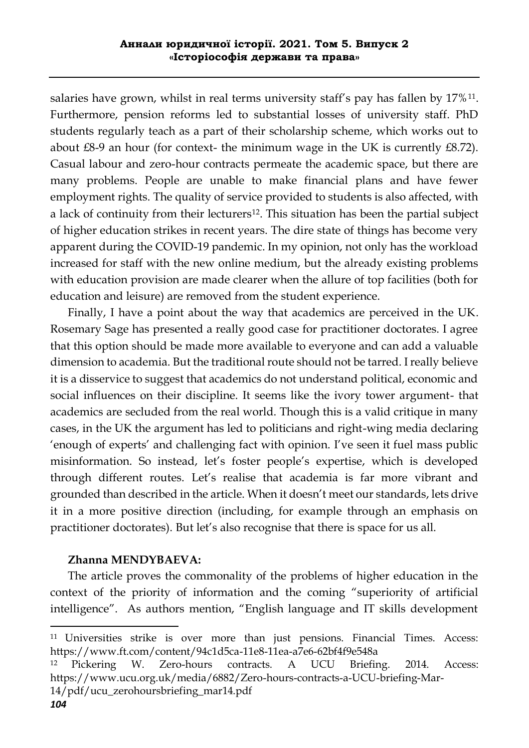salaries have grown, whilst in real terms university staff's pay has fallen by 17%[11]. Furthermore, pension reforms led to substantial losses of university staff. PhD students regularly teach as a part of their scholarship scheme, which works out to about £8-9 an hour (for context- the minimum wage in the UK is currently £8.72). Casual labour and zero-hour contracts permeate the academic space, but there are many problems. People are unable to make financial plans and have fewer employment rights. The quality of service provided to students is also affected, with a lack of continuity from their lecturers[12]. This situation has been the partial subject of higher education strikes in recent years. The dire state of things has become very apparent during the COVID-19 pandemic. In my opinion, not only has the workload increased for staff with the new online medium, but the already existing problems with education provision are made clearer when the allure of top facilities (both for education and leisure) are removed from the student experience.

Finally, I have a point about the way that academics are perceived in the UK. Rosemary Sage has presented a really good case for practitioner doctorates. I agree that this option should be made more available to everyone and can add a valuable dimension to academia. But the traditional route should not be tarred. I really believe it is a disservice to suggest that academics do not understand political, economic and social influences on their discipline. It seems like the ivory tower argument- that academics are secluded from the real world. Though this is a valid critique in many cases, in the UK the argument has led to politicians and right-wing media declaring 'enough of experts' and challenging fact with opinion. I've seen it fuel mass public misinformation. So instead, let's foster people's expertise, which is developed through different routes. Let's realise that academia is far more vibrant and grounded than described in the article. When it doesn't meet our standards, lets drive it in a more positive direction (including, for example through an emphasis on practitioner doctorates). But let's also recognise that there is space for us all.

**Zhanna MENDYBAEVA:**

The article proves the commonality of the problems of higher education in the context of the priority of information and the coming "superiority of artificial intelligence". As authors mention, "English language and IT skills development

---

[11] Universities strike is over more than just pensions. Financial Times. Access: https://www.ft.com/content/94c1d5ca-11e8-11ea-a7e6-62bf4f9e548a

[12] Pickering W. Zero-hours contracts. A UCU Briefing. 2014. Access: https://www.ucu.org.uk/media/6882/Zero-hours-contracts-a-UCU-briefing-Mar-14/pdf/ucu_zerohoursbriefing_mar14.pdf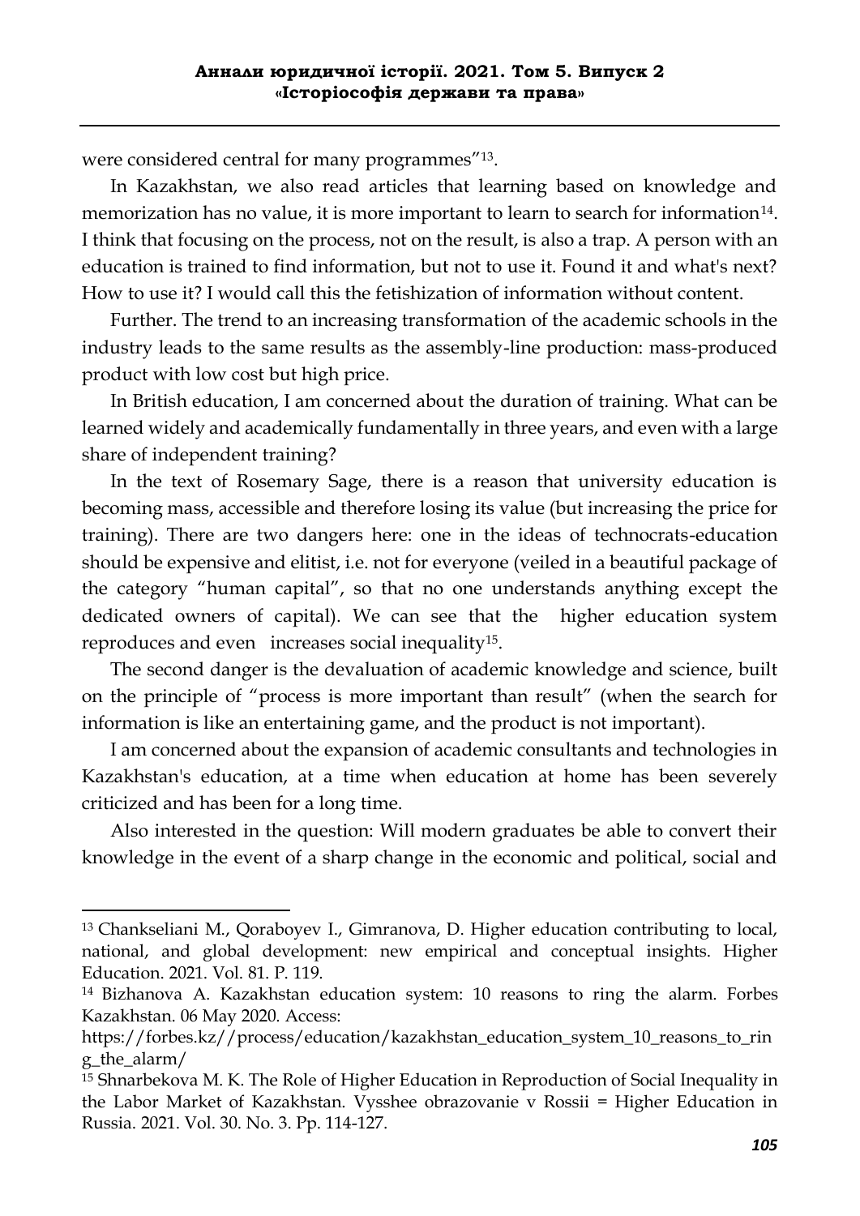were considered central for many programmes"[13].

In Kazakhstan, we also read articles that learning based on knowledge and memorization has no value, it is more important to learn to search for information[14]. I think that focusing on the process, not on the result, is also a trap. A person with an education is trained to find information, but not to use it. Found it and what's next? How to use it? I would call this the fetishization of information without content.

Further. The trend to an increasing transformation of the academic schools in the industry leads to the same results as the assembly-line production: mass-produced product with low cost but high price.

In British education, I am concerned about the duration of training. What can be learned widely and academically fundamentally in three years, and even with a large share of independent training?

In the text of Rosemary Sage, there is a reason that university education is becoming mass, accessible and therefore losing its value (but increasing the price for training). There are two dangers here: one in the ideas of technocrats-education should be expensive and elitist, i.e. not for everyone (veiled in a beautiful package of the category "human capital", so that no one understands anything except the dedicated owners of capital). We can see that the higher education system reproduces and even increases social inequality[15].

The second danger is the devaluation of academic knowledge and science, built on the principle of "process is more important than result" (when the search for information is like an entertaining game, and the product is not important).

I am concerned about the expansion of academic consultants and technologies in Kazakhstan's education, at a time when education at home has been severely criticized and has been for a long time.

Also interested in the question: Will modern graduates be able to convert their knowledge in the event of a sharp change in the economic and political, social and

---

[13] Chankseliani M., Qoraboyev I., Gimranova, D. Higher education contributing to local, national, and global development: new empirical and conceptual insights. Higher Education. 2021. Vol. 81. P. 119.

[14] Bizhanova A. Kazakhstan education system: 10 reasons to ring the alarm. Forbes Kazakhstan. 06 May 2020. Access: https://forbes.kz//process/education/kazakhstan_education_system_10_reasons_to_ring_the_alarm/

[15] Shnarbekova M. K. The Role of Higher Education in Reproduction of Social Inequality in the Labor Market of Kazakhstan. Vysshee obrazovanie v Rossii = Higher Education in Russia. 2021. Vol. 30. No. 3. Pp. 114-127.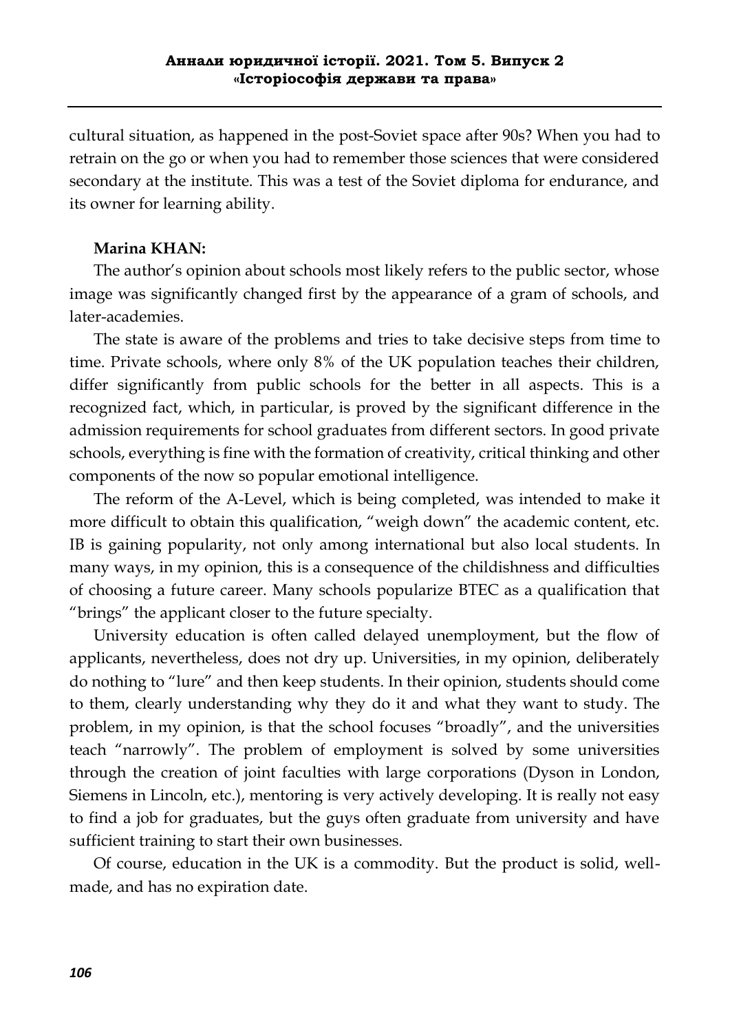cultural situation, as happened in the post-Soviet space after 90s? When you had to retrain on the go or when you had to remember those sciences that were considered secondary at the institute. This was a test of the Soviet diploma for endurance, and its owner for learning ability.

**Marina KHAN:**

The author's opinion about schools most likely refers to the public sector, whose image was significantly changed first by the appearance of a gram of schools, and later-academies.

The state is aware of the problems and tries to take decisive steps from time to time. Private schools, where only 8% of the UK population teaches their children, differ significantly from public schools for the better in all aspects. This is a recognized fact, which, in particular, is proved by the significant difference in the admission requirements for school graduates from different sectors. In good private schools, everything is fine with the formation of creativity, critical thinking and other components of the now so popular emotional intelligence.

The reform of the A-Level, which is being completed, was intended to make it more difficult to obtain this qualification, "weigh down" the academic content, etc. IB is gaining popularity, not only among international but also local students. In many ways, in my opinion, this is a consequence of the childishness and difficulties of choosing a future career. Many schools popularize BTEC as a qualification that "brings" the applicant closer to the future specialty.

University education is often called delayed unemployment, but the flow of applicants, nevertheless, does not dry up. Universities, in my opinion, deliberately do nothing to "lure" and then keep students. In their opinion, students should come to them, clearly understanding why they do it and what they want to study. The problem, in my opinion, is that the school focuses "broadly", and the universities teach "narrowly". The problem of employment is solved by some universities through the creation of joint faculties with large corporations (Dyson in London, Siemens in Lincoln, etc.), mentoring is very actively developing. It is really not easy to find a job for graduates, but the guys often graduate from university and have sufficient training to start their own businesses.

Of course, education in the UK is a commodity. But the product is solid, well-made, and has no expiration date.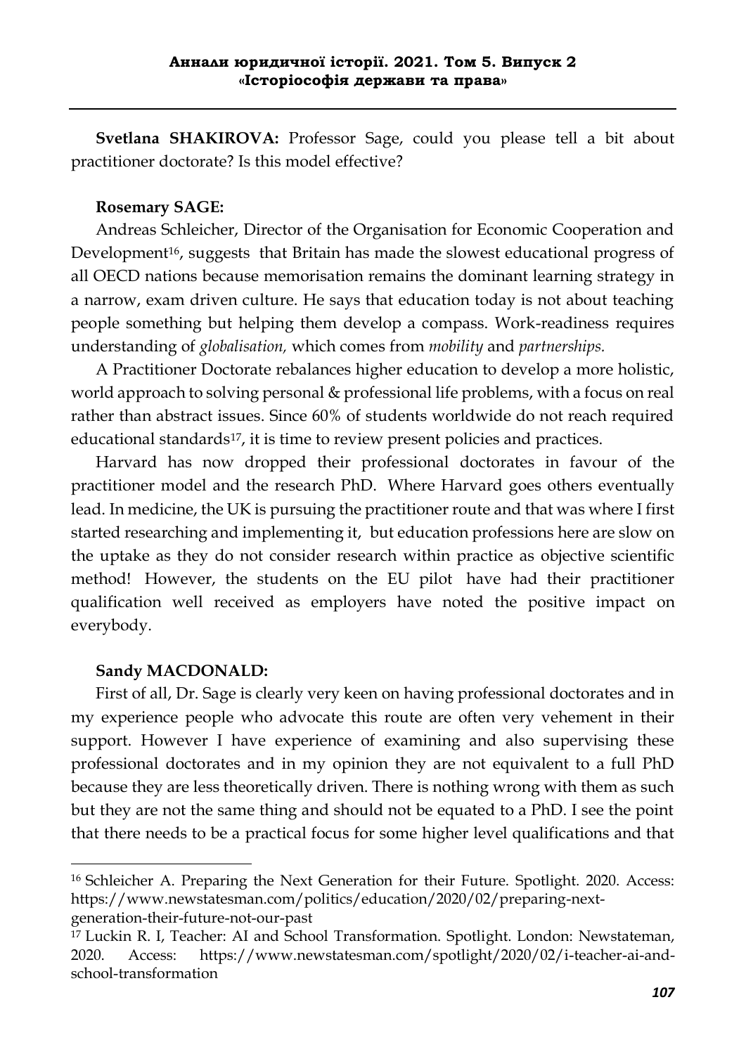**Svetlana SHAKIROVA:** Professor Sage, could you please tell a bit about practitioner doctorate? Is this model effective?

**Rosemary SAGE:**

Andreas Schleicher, Director of the Organisation for Economic Cooperation and Development[16], suggests that Britain has made the slowest educational progress of all OECD nations because memorisation remains the dominant learning strategy in a narrow, exam driven culture. He says that education today is not about teaching people something but helping them develop a compass. Work-readiness requires understanding of *globalisation,* which comes from *mobility* and *partnerships.*

A Practitioner Doctorate rebalances higher education to develop a more holistic, world approach to solving personal & professional life problems, with a focus on real rather than abstract issues. Since 60% of students worldwide do not reach required educational standards[17], it is time to review present policies and practices.

Harvard has now dropped their professional doctorates in favour of the practitioner model and the research PhD. Where Harvard goes others eventually lead. In medicine, the UK is pursuing the practitioner route and that was where I first started researching and implementing it, but education professions here are slow on the uptake as they do not consider research within practice as objective scientific method! However, the students on the EU pilot have had their practitioner qualification well received as employers have noted the positive impact on everybody.

**Sandy MACDONALD:**

First of all, Dr. Sage is clearly very keen on having professional doctorates and in my experience people who advocate this route are often very vehement in their support. However I have experience of examining and also supervising these professional doctorates and in my opinion they are not equivalent to a full PhD because they are less theoretically driven. There is nothing wrong with them as such but they are not the same thing and should not be equated to a PhD. I see the point that there needs to be a practical focus for some higher level qualifications and that

---

[16] Schleicher A. Preparing the Next Generation for their Future. Spotlight. 2020. Access: https://www.newstatesman.com/politics/education/2020/02/preparing-next-generation-their-future-not-our-past

[17] Luckin R. I, Teacher: AI and School Transformation. Spotlight. London: Newstateman, 2020. Access: https://www.newstatesman.com/spotlight/2020/02/i-teacher-ai-and-school-transformation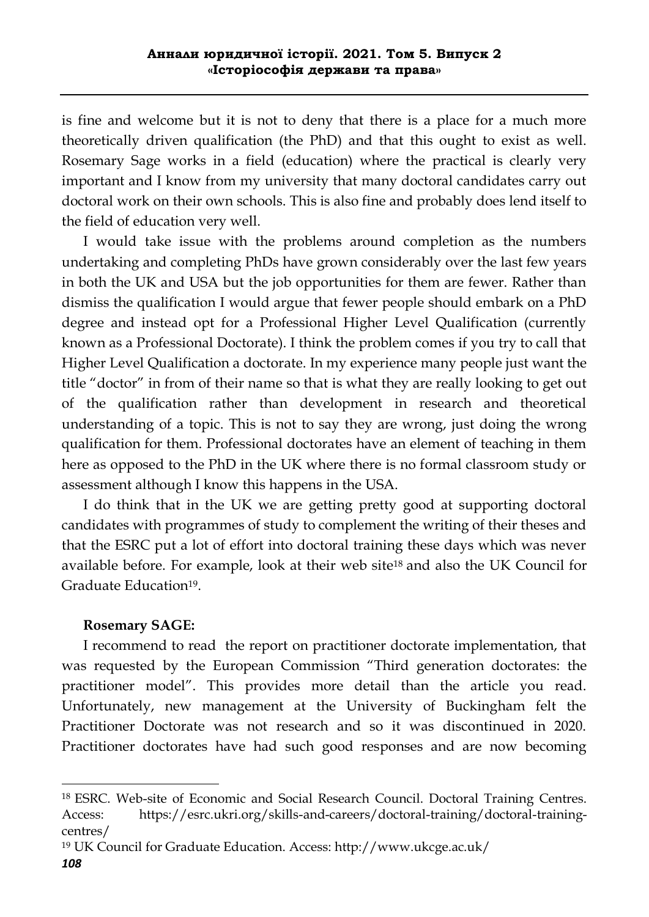is fine and welcome but it is not to deny that there is a place for a much more theoretically driven qualification (the PhD) and that this ought to exist as well. Rosemary Sage works in a field (education) where the practical is clearly very important and I know from my university that many doctoral candidates carry out doctoral work on their own schools. This is also fine and probably does lend itself to the field of education very well.

I would take issue with the problems around completion as the numbers undertaking and completing PhDs have grown considerably over the last few years in both the UK and USA but the job opportunities for them are fewer. Rather than dismiss the qualification I would argue that fewer people should embark on a PhD degree and instead opt for a Professional Higher Level Qualification (currently known as a Professional Doctorate). I think the problem comes if you try to call that Higher Level Qualification a doctorate. In my experience many people just want the title "doctor" in from of their name so that is what they are really looking to get out of the qualification rather than development in research and theoretical understanding of a topic. This is not to say they are wrong, just doing the wrong qualification for them. Professional doctorates have an element of teaching in them here as opposed to the PhD in the UK where there is no formal classroom study or assessment although I know this happens in the USA.

I do think that in the UK we are getting pretty good at supporting doctoral candidates with programmes of study to complement the writing of their theses and that the ESRC put a lot of effort into doctoral training these days which was never available before. For example, look at their web site[18] and also the UK Council for Graduate Education[19].

**Rosemary SAGE:**

I recommend to read the report on practitioner doctorate implementation, that was requested by the European Commission "Third generation doctorates: the practitioner model". This provides more detail than the article you read. Unfortunately, new management at the University of Buckingham felt the Practitioner Doctorate was not research and so it was discontinued in 2020. Practitioner doctorates have had such good responses and are now becoming

---

[18] ESRC. Web-site of Economic and Social Research Council. Doctoral Training Centres. Access: https://esrc.ukri.org/skills-and-careers/doctoral-training/doctoral-training-centres/

[19] UK Council for Graduate Education. Access: http://www.ukcge.ac.uk/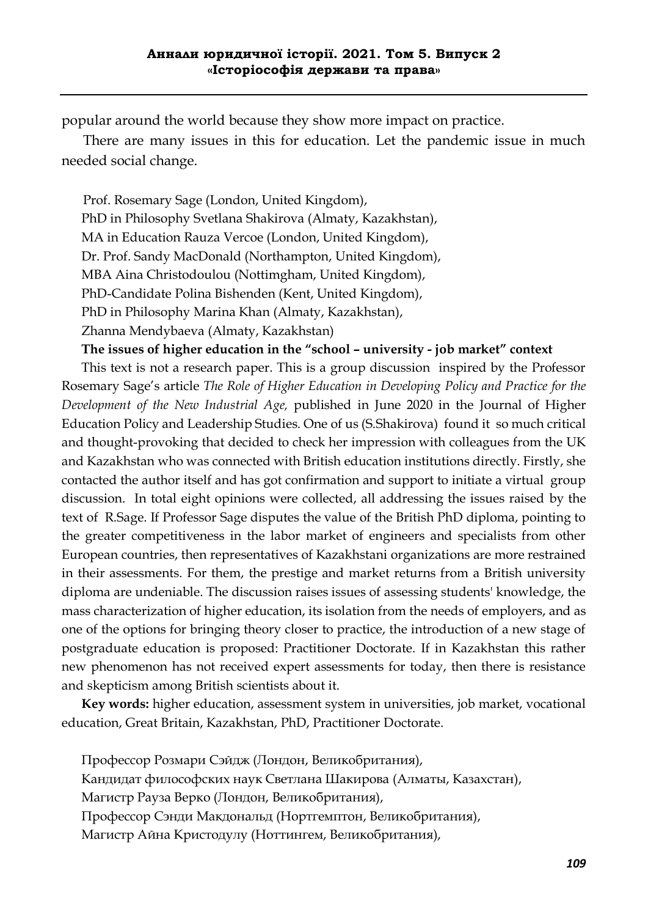popular around the world because they show more impact on practice.

There are many issues in this for education. Let the pandemic issue in much needed social change.

Prof. Rosemary Sage (London, United Kingdom),
PhD in Philosophy Svetlana Shakirova (Almaty, Kazakhstan),
MA in Education Rauza Vercoe (London, United Kingdom),
Dr. Prof. Sandy MacDonald (Northampton, United Kingdom),
MBA Aina Christodoulou (Nottimgham, United Kingdom),
PhD-Candidate Polina Bishenden (Kent, United Kingdom),
PhD in Philosophy Marina Khan (Almaty, Kazakhstan),
Zhanna Mendybaeva (Almaty, Kazakhstan)

**The issues of higher education in the "school – university - job market" context**

This text is not a research paper. This is a group discussion inspired by the Professor Rosemary Sage's article *The Role of Higher Education in Developing Policy and Practice for the Development of the New Industrial Age,* published in June 2020 in the Journal of Higher Education Policy and Leadership Studies. One of us (S.Shakirova) found it so much critical and thought-provoking that decided to check her impression with colleagues from the UK and Kazakhstan who was connected with British education institutions directly. Firstly, she contacted the author itself and has got confirmation and support to initiate a virtual group discussion. In total eight opinions were collected, all addressing the issues raised by the text of R.Sage. If Professor Sage disputes the value of the British PhD diploma, pointing to the greater competitiveness in the labor market of engineers and specialists from other European countries, then representatives of Kazakhstani organizations are more restrained in their assessments. For them, the prestige and market returns from a British university diploma are undeniable. The discussion raises issues of assessing students' knowledge, the mass characterization of higher education, its isolation from the needs of employers, and as one of the options for bringing theory closer to practice, the introduction of a new stage of postgraduate education is proposed: Practitioner Doctorate. If in Kazakhstan this rather new phenomenon has not received expert assessments for today, then there is resistance and skepticism among British scientists about it.

**Key words:** higher education, assessment system in universities, job market, vocational education, Great Britain, Kazakhstan, PhD, Practitioner Doctorate.

Профессор Розмари Сэйдж (Лондон, Великобритания),
Кандидат философских наук Светлана Шакирова (Алматы, Казахстан),
Магистр Рауза Верко (Лондон, Великобритания),
Профессор Сэнди Макдональд (Нортгемптон, Великобритания),
Магистр Айна Кристодулу (Ноттингем, Великобритания),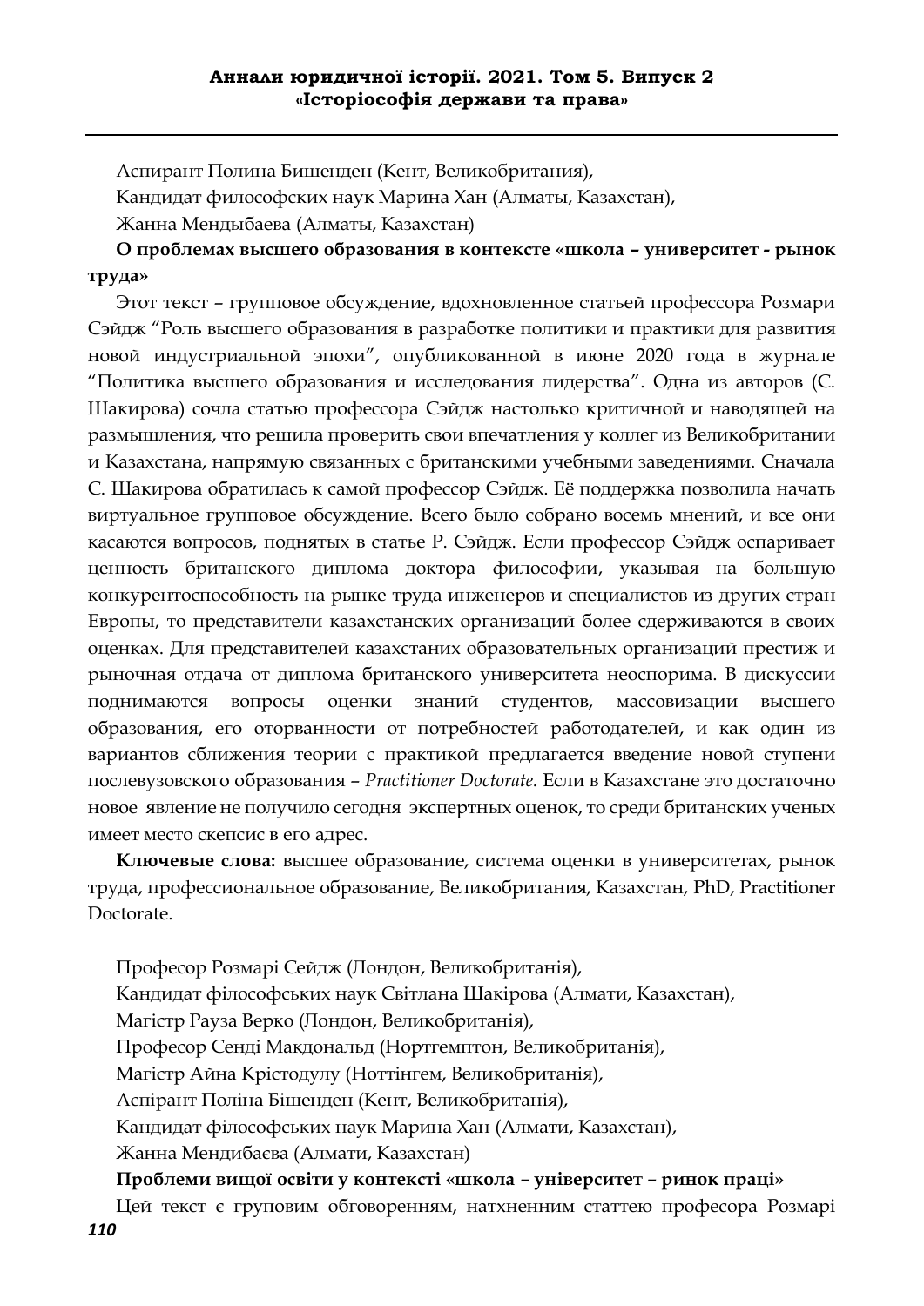Аспирант Полина Бишенден (Кент, Великобритания),

Кандидат философских наук Марина Хан (Алматы, Казахстан),

Жанна Мендыбаева (Алматы, Казахстан)

**О проблемах высшего образования в контексте «школа – университет - рынок труда»**

Этот текст – групповое обсуждение, вдохновленное статьей профессора Розмари Сэйдж "Роль высшего образования в разработке политики и практики для развития новой индустриальной эпохи", опубликованной в июне 2020 года в журнале "Политика высшего образования и исследования лидерства". Одна из авторов (С. Шакирова) сочла статью профессора Сэйдж настолько критичной и наводящей на размышления, что решила проверить свои впечатления у коллег из Великобритании и Казахстана, напрямую связанных с британскими учебными заведениями. Сначала С. Шакирова обратилась к самой профессор Сэйдж. Её поддержка позволила начать виртуальное групповое обсуждение. Всего было собрано восемь мнений, и все они касаются вопросов, поднятых в статье Р. Сэйдж. Если профессор Сэйдж оспаривает ценность британского диплома доктора философии, указывая на большую конкурентоспособность на рынке труда инженеров и специалистов из других стран Европы, то представители казахстанских организаций более сдерживаются в своих оценках. Для представителей казахстаних образовательных организаций престиж и рыночная отдача от диплома британского университета неоспорима. В дискуссии поднимаются вопросы оценки знаний студентов, массовизации высшего образования, его оторванности от потребностей работодателей, и как один из вариантов сближения теории с практикой предлагается введение новой ступени послевузовского образования – *Practitioner Doctorate.* Если в Казахстане это достаточно новое явление не получило сегодня экспертных оценок, то среди британских ученых имеет место скепсис в его адрес.

**Ключевые слова:** высшее образование, система оценки в университетах, рынок труда, профессиональное образование, Великобритания, Казахстан, PhD, Practitioner Doctorate.

Професор Розмарі Сейдж (Лондон, Великобританія),

Кандидат філософських наук Світлана Шакірова (Алмати, Казахстан),

Магістр Рауза Верко (Лондон, Великобританія),

Професор Сенді Макдональд (Нортгемптон, Великобританія),

Магістр Айна Крістодулу (Ноттінгем, Великобританія),

Аспірант Поліна Бішенден (Кент, Великобританія),

Кандидат філософських наук Марина Хан (Алмати, Казахстан),

Жанна Мендибаєва (Алмати, Казахстан)

**Проблеми вищої освіти у контексті «школа – університет – ринок праці»**

Цей текст є груповим обговоренням, натхненним статтею професора Розмарі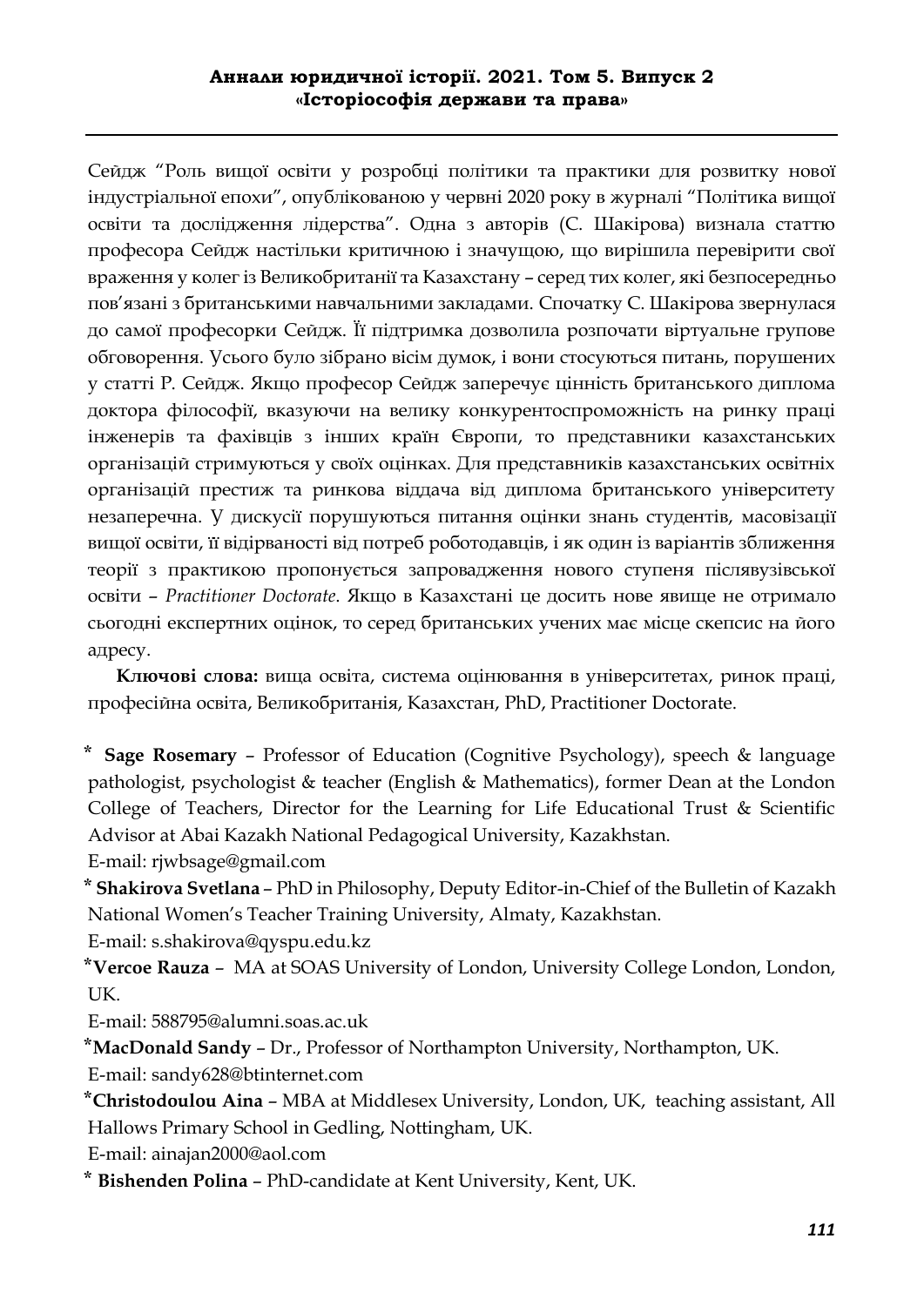Сейдж "Роль вищої освіти у розробці політики та практики для розвитку нової індустріальної епохи", опублікованою у червні 2020 року в журналі "Політика вищої освіти та дослідження лідерства". Одна з авторів (С. Шакірова) визнала статтю професора Сейдж настільки критичною і значущою, що вирішила перевірити свої враження у колег із Великобританії та Казахстану – серед тих колег, які безпосередньо пов'язані з британськими навчальними закладами. Спочатку С. Шакірова звернулася до самої професорки Сейдж. Її підтримка дозволила розпочати віртуальне групове обговорення. Усього було зібрано вісім думок, і вони стосуються питань, порушених у статті Р. Сейдж. Якщо професор Сейдж заперечує цінність британського диплома доктора філософії, вказуючи на велику конкурентоспроможність на ринку праці інженерів та фахівців з інших країн Європи, то представники казахстанських організацій стримуються у своїх оцінках. Для представників казахстанських освітніх організацій престиж та ринкова віддача від диплома британського університету незаперечна. У дискусії порушуються питання оцінки знань студентів, масовізації вищої освіти, її відірваності від потреб роботодавців, і як один із варіантів зближення теорії з практикою пропонується запровадження нового ступеня післявузівської освіти – *Practitioner Doctorate*. Якщо в Казахстані це досить нове явище не отримало сьогодні експертних оцінок, то серед британських учених має місце скепсис на його адресу.

**Ключові слова:** вища освіта, система оцінювання в університетах, ринок праці, професійна освіта, Великобританія, Казахстан, PhD, Practitioner Doctorate.

\* **Sage Rosemary** – Professor of Education (Cognitive Psychology), speech & language pathologist, psychologist & teacher (English & Mathematics), former Dean at the London College of Teachers, Director for the Learning for Life Educational Trust & Scientific Advisor at Abai Kazakh National Pedagogical University, Kazakhstan.
E-mail: rjwbsage@gmail.com

\* **Shakirova Svetlana** – PhD in Philosophy, Deputy Editor-in-Chief of the Bulletin of Kazakh National Women's Teacher Training University, Almaty, Kazakhstan.
E-mail: s.shakirova@qyspu.edu.kz

\* **Vercoe Rauza** – MA at SOAS University of London, University College London, London, UK.
E-mail: 588795@alumni.soas.ac.uk

\* **MacDonald Sandy** – Dr., Professor of Northampton University, Northampton, UK.
E-mail: sandy628@btinternet.com

\* **Christodoulou Aina** – MBA at Middlesex University, London, UK, teaching assistant, All Hallows Primary School in Gedling, Nottingham, UK.
E-mail: ainajan2000@aol.com

\* **Bishenden Polina** – PhD-candidate at Kent University, Kent, UK.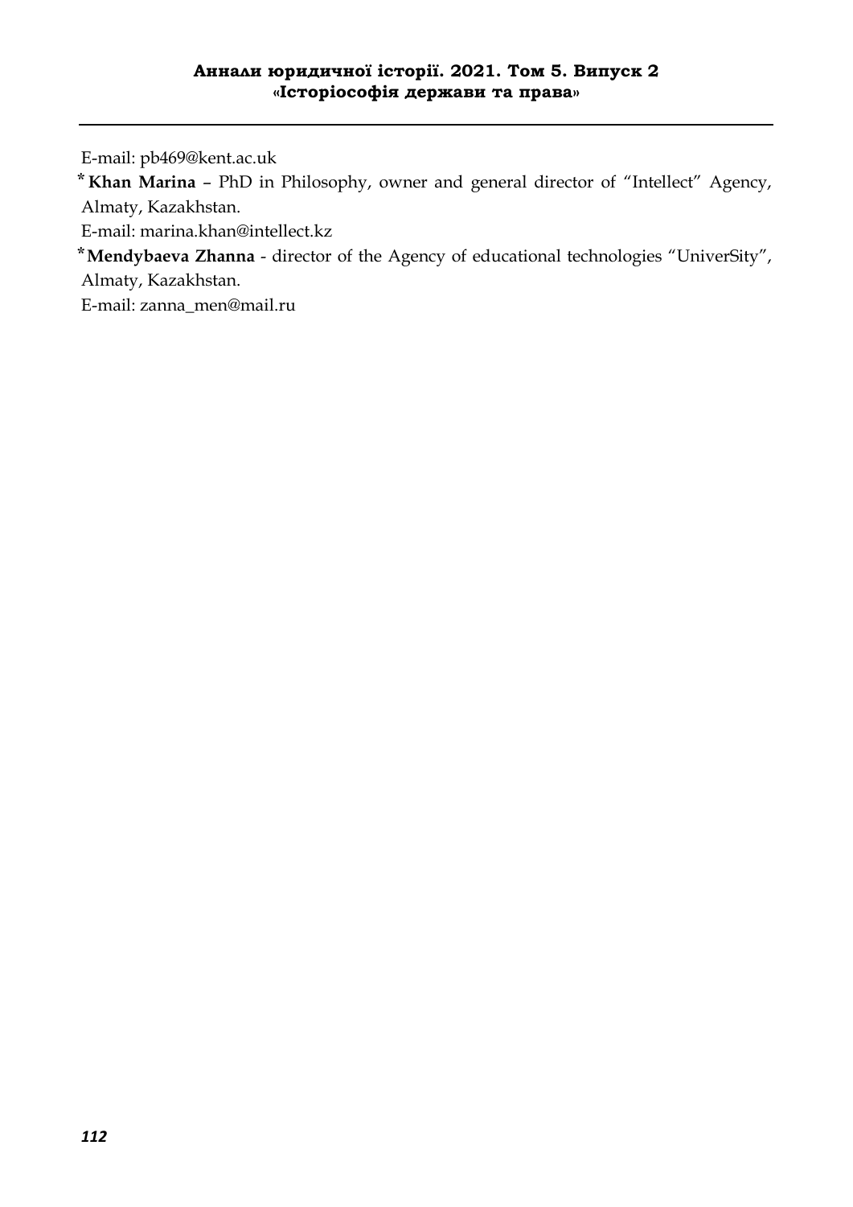E-mail: pb469@kent.ac.uk

* **Khan Marina** – PhD in Philosophy, owner and general director of "Intellect" Agency, Almaty, Kazakhstan.
E-mail: marina.khan@intellect.kz

* **Mendybaeva Zhanna** - director of the Agency of educational technologies "UniverSity", Almaty, Kazakhstan.
E-mail: zanna_men@mail.ru